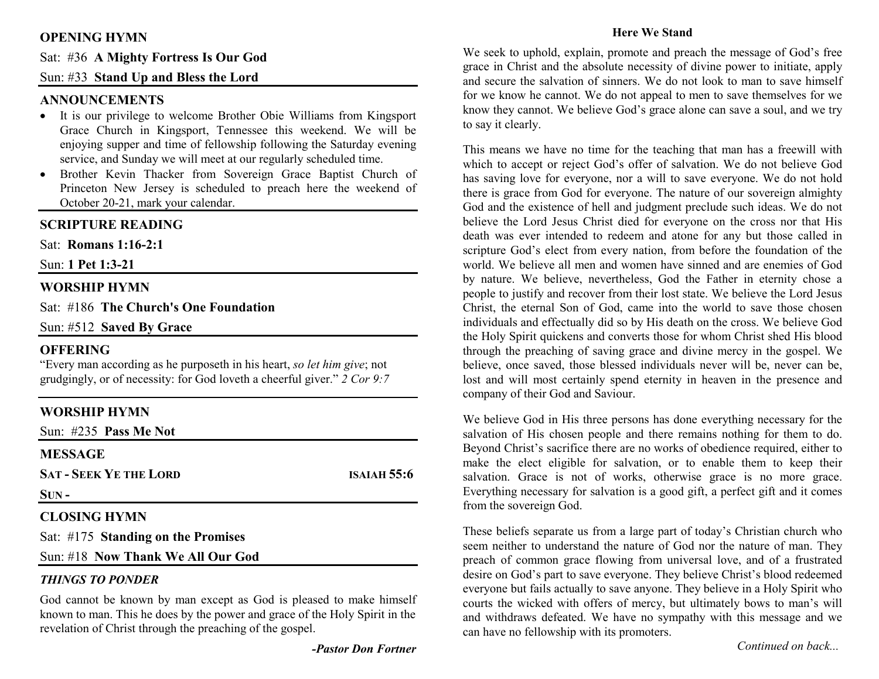## OPENING HYMN

Sat: #36 **A Mighty Fortress Is Our God**

Sun: #33 **Stand Up and Bless the Lord**

## ANNOUNCEMENTS

- It is our privilege to welcome Brother Obie Williams from Kingsport Grace Church in Kingsport, Tennessee this weekend. We will be enjoying supper and time of fellowship following the Saturday evening service, and Sunday we will meet at our regularly scheduled time.
- Brother Kevin Thacker from Sovereign Grace Baptist Church of Princeton New Jersey is scheduled to preach here the weekend of October 20-21, mark your calendar.

## SCRIPTURE READING

Sat: **Romans 1:16-2:1**

Sun: **1 Pet 1:3-21**

## WORSHIP HYMN

Sat: #186 **The Church's One Foundation**

Sun: #512 **Saved By Grace**

## OFFERING

"Every man according as he purposeth in his heart, *so let him give*; not grudgingly, or of necessity: for God loveth a cheerful giver." *2 Cor 9:7*

## WORSHIP HYMN

Sun: #235 **Pass Me Not**

## MESSAGE

**SAT - SEEK YE THE LORD** **ISAIAH 55:6**

**SUN -**

## CLOSING HYMN

Sat: #175 **Standing on the Promises**

Sun: #18 **Now Thank We All Our God**

### *THINGS TO PONDER*

God cannot be known by man except as God is pleased to make himself known to man. This he does by the power and grace of the Holy Spirit in the revelation of Christ through the preaching of the gospel.

***-Pastor Don Fortner***

## Here We Stand

We seek to uphold, explain, promote and preach the message of God's free grace in Christ and the absolute necessity of divine power to initiate, apply and secure the salvation of sinners. We do not look to man to save himself for we know he cannot. We do not appeal to men to save themselves for we know they cannot. We believe God's grace alone can save a soul, and we try to say it clearly.

This means we have no time for the teaching that man has a freewill with which to accept or reject God's offer of salvation. We do not believe God has saving love for everyone, nor a will to save everyone. We do not hold there is grace from God for everyone. The nature of our sovereign almighty God and the existence of hell and judgment preclude such ideas. We do not believe the Lord Jesus Christ died for everyone on the cross nor that His death was ever intended to redeem and atone for any but those called in scripture God's elect from every nation, from before the foundation of the world. We believe all men and women have sinned and are enemies of God by nature. We believe, nevertheless, God the Father in eternity chose a people to justify and recover from their lost state. We believe the Lord Jesus Christ, the eternal Son of God, came into the world to save those chosen individuals and effectually did so by His death on the cross. We believe God the Holy Spirit quickens and converts those for whom Christ shed His blood through the preaching of saving grace and divine mercy in the gospel. We believe, once saved, those blessed individuals never will be, never can be, lost and will most certainly spend eternity in heaven in the presence and company of their God and Saviour.

We believe God in His three persons has done everything necessary for the salvation of His chosen people and there remains nothing for them to do. Beyond Christ's sacrifice there are no works of obedience required, either to make the elect eligible for salvation, or to enable them to keep their salvation. Grace is not of works, otherwise grace is no more grace. Everything necessary for salvation is a good gift, a perfect gift and it comes from the sovereign God.

These beliefs separate us from a large part of today's Christian church who seem neither to understand the nature of God nor the nature of man. They preach of common grace flowing from universal love, and of a frustrated desire on God's part to save everyone. They believe Christ's blood redeemed everyone but fails actually to save anyone. They believe in a Holy Spirit who courts the wicked with offers of mercy, but ultimately bows to man's will and withdraws defeated. We have no sympathy with this message and we can have no fellowship with its promoters.

*Continued on back...*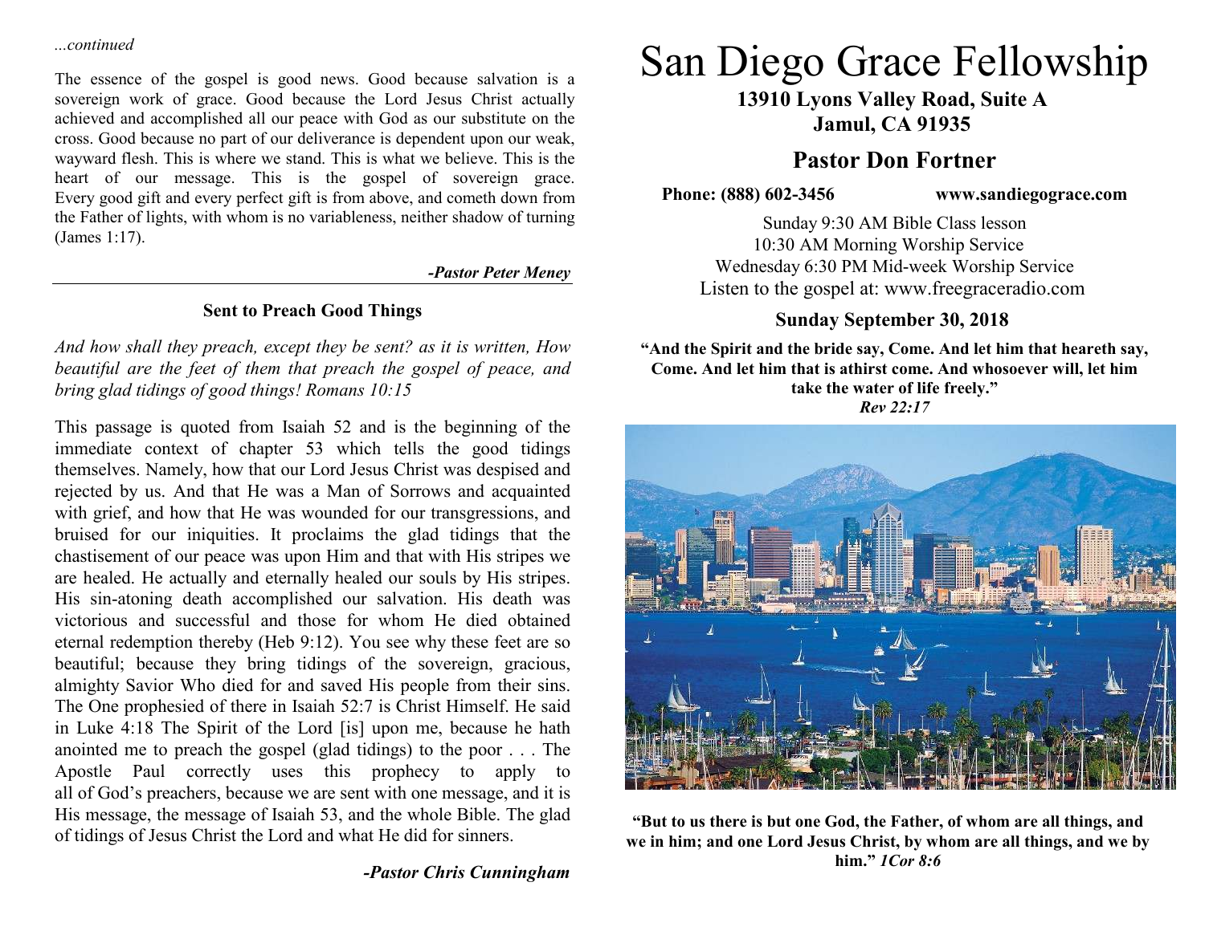*...continued*

The essence of the gospel is good news. Good because salvation is a sovereign work of grace. Good because the Lord Jesus Christ actually achieved and accomplished all our peace with God as our substitute on the cross. Good because no part of our deliverance is dependent upon our weak, wayward flesh. This is where we stand. This is what we believe. This is the heart of our message. This is the gospel of sovereign grace. Every good gift and every perfect gift is from above, and cometh down from the Father of lights, with whom is no variableness, neither shadow of turning (James 1:17).

***-Pastor Peter Meney***

---

### Sent to Preach Good Things

*And how shall they preach, except they be sent? as it is written, How beautiful are the feet of them that preach the gospel of peace, and bring glad tidings of good things! Romans 10:15*

This passage is quoted from Isaiah 52 and is the beginning of the immediate context of chapter 53 which tells the good tidings themselves. Namely, how that our Lord Jesus Christ was despised and rejected by us. And that He was a Man of Sorrows and acquainted with grief, and how that He was wounded for our transgressions, and bruised for our iniquities. It proclaims the glad tidings that the chastisement of our peace was upon Him and that with His stripes we are healed. He actually and eternally healed our souls by His stripes. His sin-atoning death accomplished our salvation. His death was victorious and successful and those for whom He died obtained eternal redemption thereby (Heb 9:12). You see why these feet are so beautiful; because they bring tidings of the sovereign, gracious, almighty Savior Who died for and saved His people from their sins. The One prophesied of there in Isaiah 52:7 is Christ Himself. He said in Luke 4:18 The Spirit of the Lord [is] upon me, because he hath anointed me to preach the gospel (glad tidings) to the poor . . . The Apostle Paul correctly uses this prophecy to apply to all of God's preachers, because we are sent with one message, and it is His message, the message of Isaiah 53, and the whole Bible. The glad of tidings of Jesus Christ the Lord and what He did for sinners.

***-Pastor Chris Cunningham***

# San Diego Grace Fellowship

**13910 Lyons Valley Road, Suite A**
**Jamul, CA 91935**

## Pastor Don Fortner

**Phone: (888) 602-3456** **www.sandiegograce.com**

Sunday 9:30 AM Bible Class lesson
10:30 AM Morning Worship Service
Wednesday 6:30 PM Mid-week Worship Service
Listen to the gospel at: www.freegraceradio.com

### Sunday September 30, 2018

**"And the Spirit and the bride say, Come. And let him that heareth say, Come. And let him that is athirst come. And whosoever will, let him take the water of life freely."**
***Rev 22:17***

**"But to us there is but one God, the Father, of whom are all things, and we in him; and one Lord Jesus Christ, by whom are all things, and we by him."** ***1Cor 8:6***